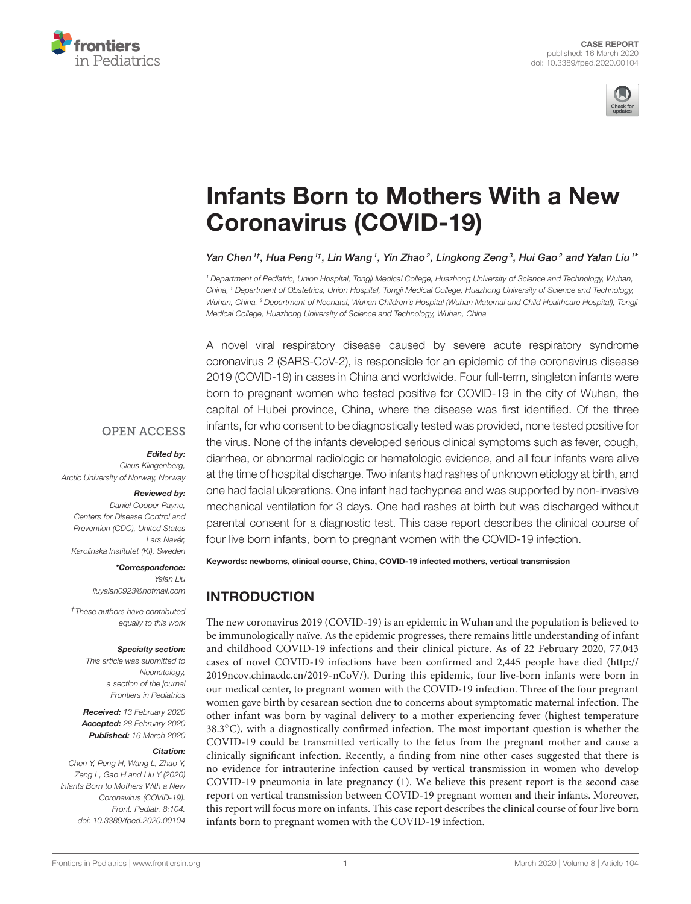CASE REPORT
published: 16 March 2020
doi: 10.3389/fped.2020.00104

# Infants Born to Mothers With a New Coronavirus (COVID-19)

Yan Chen[1†], Hua Peng[1†], Lin Wang[1], Yin Zhao[2], Lingkong Zeng[3], Hui Gao[2] and Yalan Liu[1*]

[1] Department of Pediatric, Union Hospital, Tongji Medical College, Huazhong University of Science and Technology, Wuhan, China, [2] Department of Obstetrics, Union Hospital, Tongji Medical College, Huazhong University of Science and Technology, Wuhan, China, [3] Department of Neonatal, Wuhan Children's Hospital (Wuhan Maternal and Child Healthcare Hospital), Tongji Medical College, Huazhong University of Science and Technology, Wuhan, China

A novel viral respiratory disease caused by severe acute respiratory syndrome coronavirus 2 (SARS-CoV-2), is responsible for an epidemic of the coronavirus disease 2019 (COVID-19) in cases in China and worldwide. Four full-term, singleton infants were born to pregnant women who tested positive for COVID-19 in the city of Wuhan, the capital of Hubei province, China, where the disease was first identified. Of the three infants, for who consent to be diagnostically tested was provided, none tested positive for the virus. None of the infants developed serious clinical symptoms such as fever, cough, diarrhea, or abnormal radiologic or hematologic evidence, and all four infants were alive at the time of hospital discharge. Two infants had rashes of unknown etiology at birth, and one had facial ulcerations. One infant had tachypnea and was supported by non-invasive mechanical ventilation for 3 days. One had rashes at birth but was discharged without parental consent for a diagnostic test. This case report describes the clinical course of four live born infants, born to pregnant women with the COVID-19 infection.

**Keywords: newborns, clinical course, China, COVID-19 infected mothers, vertical transmission**

OPEN ACCESS

***Edited by:***
Claus Klingenberg,
Arctic University of Norway, Norway

***Reviewed by:***
Daniel Cooper Payne,
Centers for Disease Control and Prevention (CDC), United States
Lars Navér,
Karolinska Institutet (KI), Sweden

***\*Correspondence:***
Yalan Liu
liuyalan0923@hotmail.com

†These authors have contributed equally to this work

***Specialty section:***
This article was submitted to Neonatology,
a section of the journal
Frontiers in Pediatrics

***Received:*** 13 February 2020
***Accepted:*** 28 February 2020
***Published:*** 16 March 2020

***Citation:***
Chen Y, Peng H, Wang L, Zhao Y, Zeng L, Gao H and Liu Y (2020) Infants Born to Mothers With a New Coronavirus (COVID-19). Front. Pediatr. 8:104. doi: 10.3389/fped.2020.00104

## INTRODUCTION

The new coronavirus 2019 (COVID-19) is an epidemic in Wuhan and the population is believed to be immunologically naïve. As the epidemic progresses, there remains little understanding of infant and childhood COVID-19 infections and their clinical picture. As of 22 February 2020, 77,043 cases of novel COVID-19 infections have been confirmed and 2,445 people have died (http://2019ncov.chinacdc.cn/2019-nCoV/). During this epidemic, four live-born infants were born in our medical center, to pregnant women with the COVID-19 infection. Three of the four pregnant women gave birth by cesarean section due to concerns about symptomatic maternal infection. The other infant was born by vaginal delivery to a mother experiencing fever (highest temperature 38.3°C), with a diagnostically confirmed infection. The most important question is whether the COVID-19 could be transmitted vertically to the fetus from the pregnant mother and cause a clinically significant infection. Recently, a finding from nine other cases suggested that there is no evidence for intrauterine infection caused by vertical transmission in women who develop COVID-19 pneumonia in late pregnancy (1). We believe this present report is the second case report on vertical transmission between COVID-19 pregnant women and their infants. Moreover, this report will focus more on infants. This case report describes the clinical course of four live born infants born to pregnant women with the COVID-19 infection.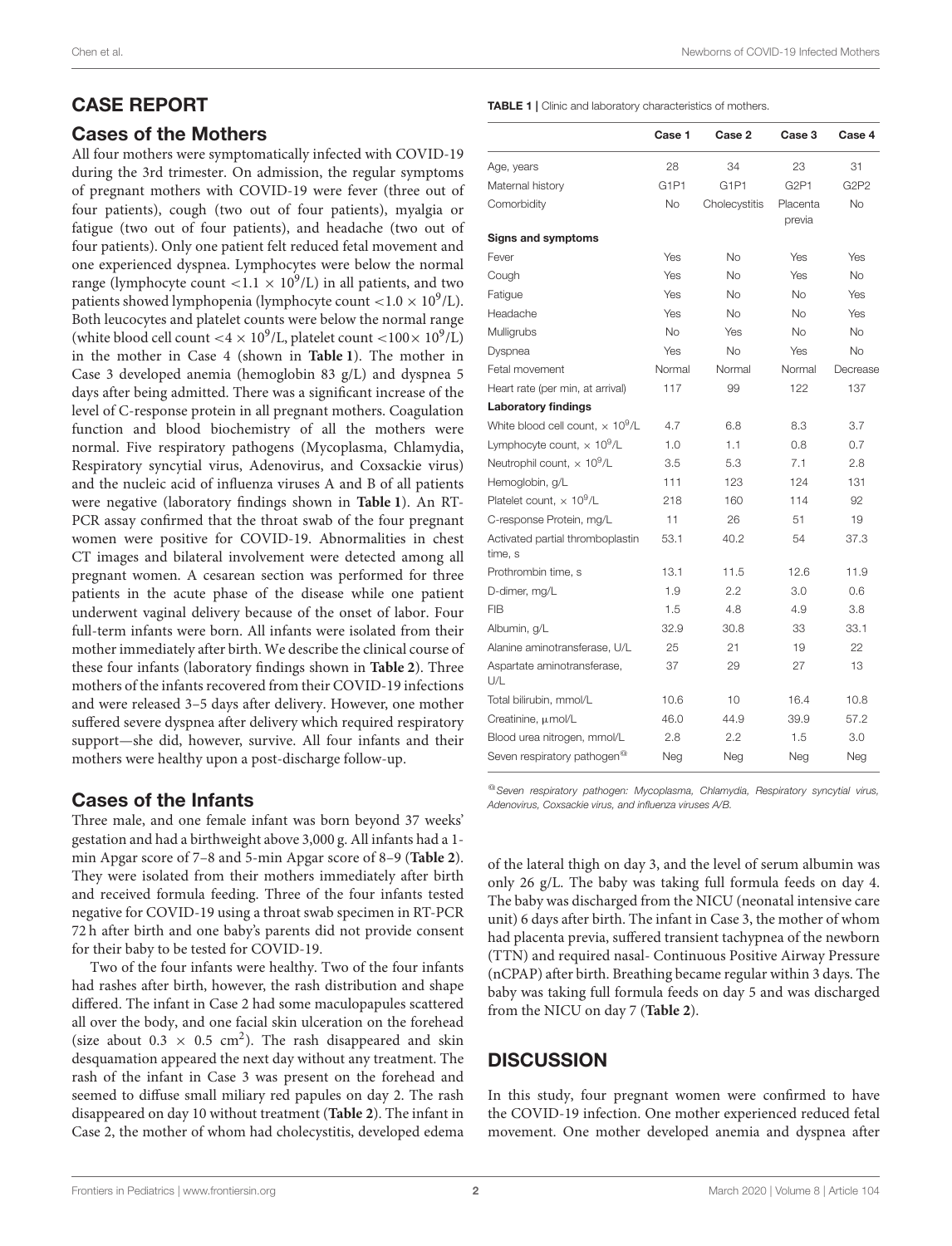## CASE REPORT

### Cases of the Mothers

All four mothers were symptomatically infected with COVID-19 during the 3rd trimester. On admission, the regular symptoms of pregnant mothers with COVID-19 were fever (three out of four patients), cough (two out of four patients), myalgia or fatigue (two out of four patients), and headache (two out of four patients). Only one patient felt reduced fetal movement and one experienced dyspnea. Lymphocytes were below the normal range (lymphocyte count $<1.1 \times 10^9$/L) in all patients, and two patients showed lymphopenia (lymphocyte count $<1.0 \times 10^9$/L). Both leucocytes and platelet counts were below the normal range (white blood cell count $<4 \times 10^9$/L, platelet count $<100 \times 10^9$/L) in the mother in Case 4 (shown in **Table 1**). The mother in Case 3 developed anemia (hemoglobin 83 g/L) and dyspnea 5 days after being admitted. There was a significant increase of the level of C-response protein in all pregnant mothers. Coagulation function and blood biochemistry of all the mothers were normal. Five respiratory pathogens (Mycoplasma, Chlamydia, Respiratory syncytial virus, Adenovirus, and Coxsackie virus) and the nucleic acid of influenza viruses A and B of all patients were negative (laboratory findings shown in **Table 1**). An RT-PCR assay confirmed that the throat swab of the four pregnant women were positive for COVID-19. Abnormalities in chest CT images and bilateral involvement were detected among all pregnant women. A cesarean section was performed for three patients in the acute phase of the disease while one patient underwent vaginal delivery because of the onset of labor. Four full-term infants were born. All infants were isolated from their mother immediately after birth. We describe the clinical course of these four infants (laboratory findings shown in **Table 2**). Three mothers of the infants recovered from their COVID-19 infections and were released 3–5 days after delivery. However, one mother suffered severe dyspnea after delivery which required respiratory support—she did, however, survive. All four infants and their mothers were healthy upon a post-discharge follow-up.

**TABLE 1** | Clinic and laboratory characteristics of mothers.

| | Case 1 | Case 2 | Case 3 | Case 4 |
|---|---|---|---|---|
| Age, years | 28 | 34 | 23 | 31 |
| Maternal history | G1P1 | G1P1 | G2P1 | G2P2 |
| Comorbidity | No | Cholecystitis | Placenta previa | No |
| **Signs and symptoms** | | | | |
| Fever | Yes | No | Yes | Yes |
| Cough | Yes | No | Yes | No |
| Fatigue | Yes | No | No | Yes |
| Headache | Yes | No | No | Yes |
| Mulligrubs | No | Yes | No | No |
| Dyspnea | Yes | No | Yes | No |
| Fetal movement | Normal | Normal | Normal | Decrease |
| Heart rate (per min, at arrival) | 117 | 99 | 122 | 137 |
| **Laboratory findings** | | | | |
| White blood cell count, $\times 10^9$/L | 4.7 | 6.8 | 8.3 | 3.7 |
| Lymphocyte count, $\times 10^9$/L | 1.0 | 1.1 | 0.8 | 0.7 |
| Neutrophil count, $\times 10^9$/L | 3.5 | 5.3 | 7.1 | 2.8 |
| Hemoglobin, g/L | 111 | 123 | 124 | 131 |
| Platelet count, $\times 10^9$/L | 218 | 160 | 114 | 92 |
| C-response Protein, mg/L | 11 | 26 | 51 | 19 |
| Activated partial thromboplastin time, s | 53.1 | 40.2 | 54 | 37.3 |
| Prothrombin time, s | 13.1 | 11.5 | 12.6 | 11.9 |
| D-dimer, mg/L | 1.9 | 2.2 | 3.0 | 0.6 |
| FIB | 1.5 | 4.8 | 4.9 | 3.8 |
| Albumin, g/L | 32.9 | 30.8 | 33 | 33.1 |
| Alanine aminotransferase, U/L | 25 | 21 | 19 | 22 |
| Aspartate aminotransferase, U/L | 37 | 29 | 27 | 13 |
| Total bilirubin, mmol/L | 10.6 | 10 | 16.4 | 10.8 |
| Creatinine, μmol/L | 46.0 | 44.9 | 39.9 | 57.2 |
| Blood urea nitrogen, mmol/L | 2.8 | 2.2 | 1.5 | 3.0 |
| Seven respiratory pathogen[@] | Neg | Neg | Neg | Neg |

[@] *Seven respiratory pathogen: Mycoplasma, Chlamydia, Respiratory syncytial virus, Adenovirus, Coxsackie virus, and influenza viruses A/B.*

### Cases of the Infants

Three male, and one female infant was born beyond 37 weeks' gestation and had a birthweight above 3,000 g. All infants had a 1-min Apgar score of 7–8 and 5-min Apgar score of 8–9 (**Table 2**). They were isolated from their mothers immediately after birth and received formula feeding. Three of the four infants tested negative for COVID-19 using a throat swab specimen in RT-PCR 72 h after birth and one baby's parents did not provide consent for their baby to be tested for COVID-19.

Two of the four infants were healthy. Two of the four infants had rashes after birth, however, the rash distribution and shape differed. The infant in Case 2 had some maculopapules scattered all over the body, and one facial skin ulceration on the forehead (size about $0.3 \times 0.5$ cm$^2$). The rash disappeared and skin desquamation appeared the next day without any treatment. The rash of the infant in Case 3 was present on the forehead and seemed to diffuse small miliary red papules on day 2. The rash disappeared on day 10 without treatment (**Table 2**). The infant in Case 2, the mother of whom had cholecystitis, developed edema of the lateral thigh on day 3, and the level of serum albumin was only 26 g/L. The baby was taking full formula feeds on day 4. The baby was discharged from the NICU (neonatal intensive care unit) 6 days after birth. The infant in Case 3, the mother of whom had placenta previa, suffered transient tachypnea of the newborn (TTN) and required nasal- Continuous Positive Airway Pressure (nCPAP) after birth. Breathing became regular within 3 days. The baby was taking full formula feeds on day 5 and was discharged from the NICU on day 7 (**Table 2**).

## DISCUSSION

In this study, four pregnant women were confirmed to have the COVID-19 infection. One mother experienced reduced fetal movement. One mother developed anemia and dyspnea after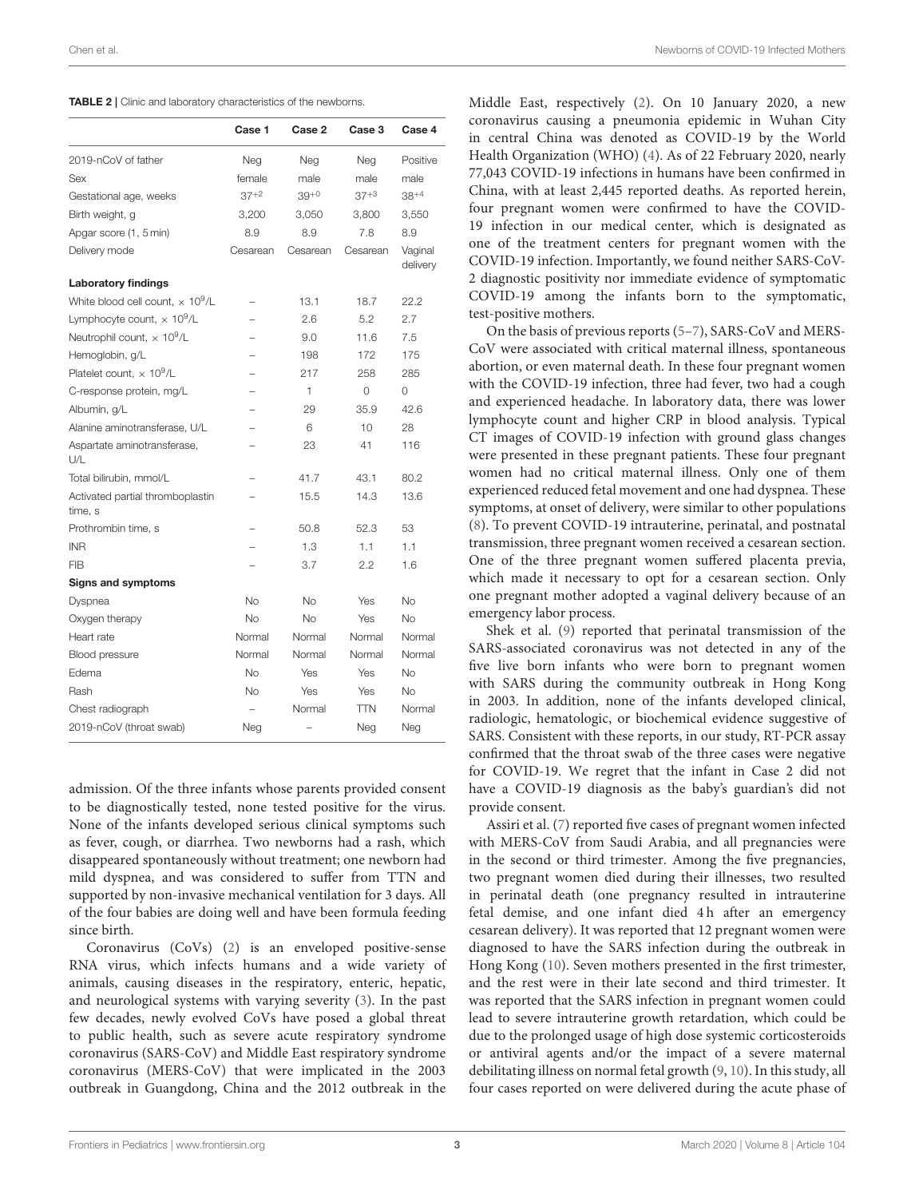**TABLE 2 |** Clinic and laboratory characteristics of the newborns.

| | Case 1 | Case 2 | Case 3 | Case 4 |
|---|---|---|---|---|
| 2019-nCoV of father | Neg | Neg | Neg | Positive |
| Sex | female | male | male | male |
| Gestational age, weeks | $37^{+2}$ | $39^{+0}$ | $37^{+3}$ | $38^{+4}$ |
| Birth weight, g | 3,200 | 3,050 | 3,800 | 3,550 |
| Apgar score (1, 5 min) | 8.9 | 8.9 | 7.8 | 8.9 |
| Delivery mode | Cesarean | Cesarean | Cesarean | Vaginal delivery |
| **Laboratory findings** | | | | |
| White blood cell count, $\times 10^9$/L | – | 13.1 | 18.7 | 22.2 |
| Lymphocyte count, $\times 10^9$/L | – | 2.6 | 5.2 | 2.7 |
| Neutrophil count, $\times 10^9$/L | – | 9.0 | 11.6 | 7.5 |
| Hemoglobin, g/L | – | 198 | 172 | 175 |
| Platelet count, $\times 10^9$/L | – | 217 | 258 | 285 |
| C-response protein, mg/L | – | 1 | 0 | 0 |
| Albumin, g/L | – | 29 | 35.9 | 42.6 |
| Alanine aminotransferase, U/L | – | 6 | 10 | 28 |
| Aspartate aminotransferase, U/L | – | 23 | 41 | 116 |
| Total bilirubin, mmol/L | – | 41.7 | 43.1 | 80.2 |
| Activated partial thromboplastin time, s | – | 15.5 | 14.3 | 13.6 |
| Prothrombin time, s | – | 50.8 | 52.3 | 53 |
| INR | – | 1.3 | 1.1 | 1.1 |
| FIB | – | 3.7 | 2.2 | 1.6 |
| **Signs and symptoms** | | | | |
| Dyspnea | No | No | Yes | No |
| Oxygen therapy | No | No | Yes | No |
| Heart rate | Normal | Normal | Normal | Normal |
| Blood pressure | Normal | Normal | Normal | Normal |
| Edema | No | Yes | Yes | No |
| Rash | No | Yes | Yes | No |
| Chest radiograph | – | Normal | TTN | Normal |
| 2019-nCoV (throat swab) | Neg | – | Neg | Neg |

admission. Of the three infants whose parents provided consent to be diagnostically tested, none tested positive for the virus. None of the infants developed serious clinical symptoms such as fever, cough, or diarrhea. Two newborns had a rash, which disappeared spontaneously without treatment; one newborn had mild dyspnea, and was considered to suffer from TTN and supported by non-invasive mechanical ventilation for 3 days. All of the four babies are doing well and have been formula feeding since birth.

Coronavirus (CoVs) (2) is an enveloped positive-sense RNA virus, which infects humans and a wide variety of animals, causing diseases in the respiratory, enteric, hepatic, and neurological systems with varying severity (3). In the past few decades, newly evolved CoVs have posed a global threat to public health, such as severe acute respiratory syndrome coronavirus (SARS-CoV) and Middle East respiratory syndrome coronavirus (MERS-CoV) that were implicated in the 2003 outbreak in Guangdong, China and the 2012 outbreak in the Middle East, respectively (2). On 10 January 2020, a new coronavirus causing a pneumonia epidemic in Wuhan City in central China was denoted as COVID-19 by the World Health Organization (WHO) (4). As of 22 February 2020, nearly 77,043 COVID-19 infections in humans have been confirmed in China, with at least 2,445 reported deaths. As reported herein, four pregnant women were confirmed to have the COVID-19 infection in our medical center, which is designated as one of the treatment centers for pregnant women with the COVID-19 infection. Importantly, we found neither SARS-CoV-2 diagnostic positivity nor immediate evidence of symptomatic COVID-19 among the infants born to the symptomatic, test-positive mothers.

On the basis of previous reports (5–7), SARS-CoV and MERS-CoV were associated with critical maternal illness, spontaneous abortion, or even maternal death. In these four pregnant women with the COVID-19 infection, three had fever, two had a cough and experienced headache. In laboratory data, there was lower lymphocyte count and higher CRP in blood analysis. Typical CT images of COVID-19 infection with ground glass changes were presented in these pregnant patients. These four pregnant women had no critical maternal illness. Only one of them experienced reduced fetal movement and one had dyspnea. These symptoms, at onset of delivery, were similar to other populations (8). To prevent COVID-19 intrauterine, perinatal, and postnatal transmission, three pregnant women received a cesarean section. One of the three pregnant women suffered placenta previa, which made it necessary to opt for a cesarean section. Only one pregnant mother adopted a vaginal delivery because of an emergency labor process.

Shek et al. (9) reported that perinatal transmission of the SARS-associated coronavirus was not detected in any of the five live born infants who were born to pregnant women with SARS during the community outbreak in Hong Kong in 2003. In addition, none of the infants developed clinical, radiologic, hematologic, or biochemical evidence suggestive of SARS. Consistent with these reports, in our study, RT-PCR assay confirmed that the throat swab of the three cases were negative for COVID-19. We regret that the infant in Case 2 did not have a COVID-19 diagnosis as the baby's guardian's did not provide consent.

Assiri et al. (7) reported five cases of pregnant women infected with MERS-CoV from Saudi Arabia, and all pregnancies were in the second or third trimester. Among the five pregnancies, two pregnant women died during their illnesses, two resulted in perinatal death (one pregnancy resulted in intrauterine fetal demise, and one infant died 4 h after an emergency cesarean delivery). It was reported that 12 pregnant women were diagnosed to have the SARS infection during the outbreak in Hong Kong (10). Seven mothers presented in the first trimester, and the rest were in their late second and third trimester. It was reported that the SARS infection in pregnant women could lead to severe intrauterine growth retardation, which could be due to the prolonged usage of high dose systemic corticosteroids or antiviral agents and/or the impact of a severe maternal debilitating illness on normal fetal growth (9, 10). In this study, all four cases reported on were delivered during the acute phase of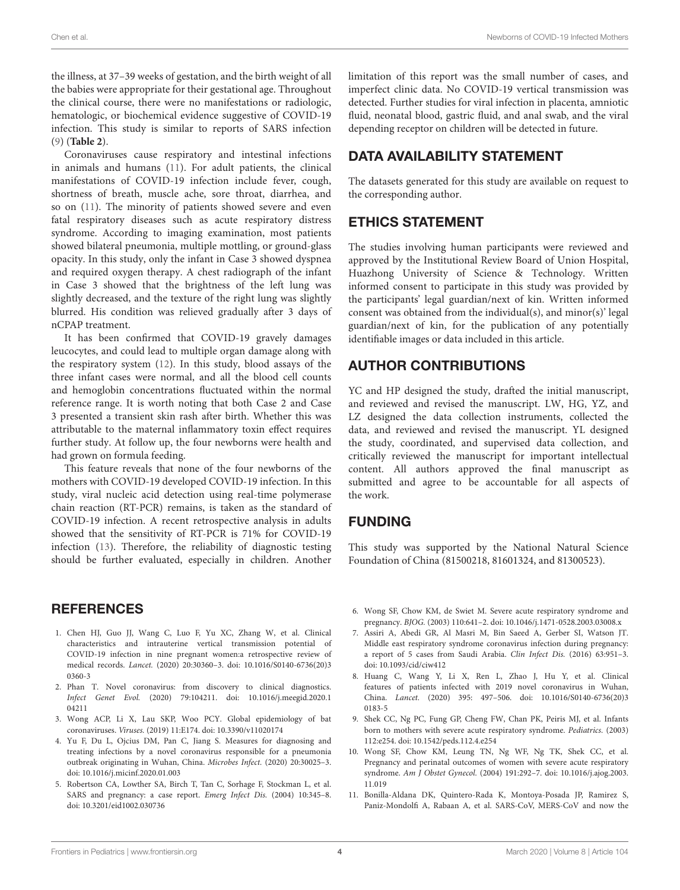the illness, at 37–39 weeks of gestation, and the birth weight of all the babies were appropriate for their gestational age. Throughout the clinical course, there were no manifestations or radiologic, hematologic, or biochemical evidence suggestive of COVID-19 infection. This study is similar to reports of SARS infection (9) (**Table 2**).

Coronaviruses cause respiratory and intestinal infections in animals and humans (11). For adult patients, the clinical manifestations of COVID-19 infection include fever, cough, shortness of breath, muscle ache, sore throat, diarrhea, and so on (11). The minority of patients showed severe and even fatal respiratory diseases such as acute respiratory distress syndrome. According to imaging examination, most patients showed bilateral pneumonia, multiple mottling, or ground-glass opacity. In this study, only the infant in Case 3 showed dyspnea and required oxygen therapy. A chest radiograph of the infant in Case 3 showed that the brightness of the left lung was slightly decreased, and the texture of the right lung was slightly blurred. His condition was relieved gradually after 3 days of nCPAP treatment.

It has been confirmed that COVID-19 gravely damages leucocytes, and could lead to multiple organ damage along with the respiratory system (12). In this study, blood assays of the three infant cases were normal, and all the blood cell counts and hemoglobin concentrations fluctuated within the normal reference range. It is worth noting that both Case 2 and Case 3 presented a transient skin rash after birth. Whether this was attributable to the maternal inflammatory toxin effect requires further study. At follow up, the four newborns were health and had grown on formula feeding.

This feature reveals that none of the four newborns of the mothers with COVID-19 developed COVID-19 infection. In this study, viral nucleic acid detection using real-time polymerase chain reaction (RT-PCR) remains, is taken as the standard of COVID-19 infection. A recent retrospective analysis in adults showed that the sensitivity of RT-PCR is 71% for COVID-19 infection (13). Therefore, the reliability of diagnostic testing should be further evaluated, especially in children. Another limitation of this report was the small number of cases, and imperfect clinic data. No COVID-19 vertical transmission was detected. Further studies for viral infection in placenta, amniotic fluid, neonatal blood, gastric fluid, and anal swab, and the viral depending receptor on children will be detected in future.

## DATA AVAILABILITY STATEMENT

The datasets generated for this study are available on request to the corresponding author.

## ETHICS STATEMENT

The studies involving human participants were reviewed and approved by the Institutional Review Board of Union Hospital, Huazhong University of Science & Technology. Written informed consent to participate in this study was provided by the participants' legal guardian/next of kin. Written informed consent was obtained from the individual(s), and minor(s)' legal guardian/next of kin, for the publication of any potentially identifiable images or data included in this article.

## AUTHOR CONTRIBUTIONS

YC and HP designed the study, drafted the initial manuscript, and reviewed and revised the manuscript. LW, HG, YZ, and LZ designed the data collection instruments, collected the data, and reviewed and revised the manuscript. YL designed the study, coordinated, and supervised data collection, and critically reviewed the manuscript for important intellectual content. All authors approved the final manuscript as submitted and agree to be accountable for all aspects of the work.

## FUNDING

This study was supported by the National Natural Science Foundation of China (81500218, 81601324, and 81300523).

## REFERENCES

1. Chen HJ, Guo JJ, Wang C, Luo F, Yu XC, Zhang W, et al. Clinical characteristics and intrauterine vertical transmission potential of COVID-19 infection in nine pregnant women:a retrospective review of medical records. *Lancet.* (2020) 20:30360–3. doi: 10.1016/S0140-6736(20)30360-3
2. Phan T. Novel coronavirus: from discovery to clinical diagnostics. *Infect Genet Evol.* (2020) 79:104211. doi: 10.1016/j.meegid.2020.104211
3. Wong ACP, Li X, Lau SKP, Woo PCY. Global epidemiology of bat coronaviruses. *Viruses.* (2019) 11:E174. doi: 10.3390/v11020174
4. Yu F, Du L, Ojcius DM, Pan C, Jiang S. Measures for diagnosing and treating infections by a novel coronavirus responsible for a pneumonia outbreak originating in Wuhan, China. *Microbes Infect.* (2020) 20:30025–3. doi: 10.1016/j.micinf.2020.01.003
5. Robertson CA, Lowther SA, Birch T, Tan C, Sorhage F, Stockman L, et al. SARS and pregnancy: a case report. *Emerg Infect Dis.* (2004) 10:345–8. doi: 10.3201/eid1002.030736
6. Wong SF, Chow KM, de Swiet M. Severe acute respiratory syndrome and pregnancy. *BJOG.* (2003) 110:641–2. doi: 10.1046/j.1471-0528.2003.03008.x
7. Assiri A, Abedi GR, Al Masri M, Bin Saeed A, Gerber SI, Watson JT. Middle east respiratory syndrome coronavirus infection during pregnancy: a report of 5 cases from Saudi Arabia. *Clin Infect Dis.* (2016) 63:951–3. doi: 10.1093/cid/ciw412
8. Huang C, Wang Y, Li X, Ren L, Zhao J, Hu Y, et al. Clinical features of patients infected with 2019 novel coronavirus in Wuhan, China. *Lancet.* (2020) 395: 497–506. doi: 10.1016/S0140-6736(20)30183-5
9. Shek CC, Ng PC, Fung GP, Cheng FW, Chan PK, Peiris MJ, et al. Infants born to mothers with severe acute respiratory syndrome. *Pediatrics.* (2003) 112:e254. doi: 10.1542/peds.112.4.e254
10. Wong SF, Chow KM, Leung TN, Ng WF, Ng TK, Shek CC, et al. Pregnancy and perinatal outcomes of women with severe acute respiratory syndrome. *Am J Obstet Gynecol.* (2004) 191:292–7. doi: 10.1016/j.ajog.2003.11.019
11. Bonilla-Aldana DK, Quintero-Rada K, Montoya-Posada JP, Ramirez S, Paniz-Mondolfi A, Rabaan A, et al. SARS-CoV, MERS-CoV and now the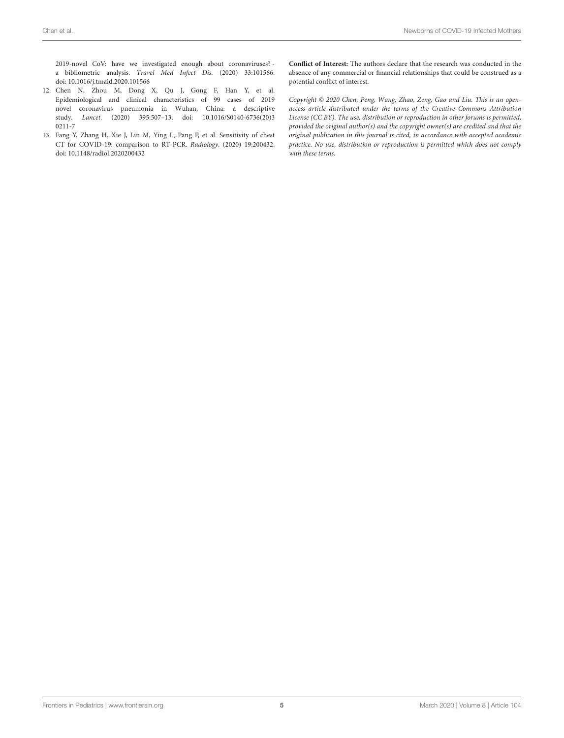2019-novel CoV: have we investigated enough about coronaviruses? - a bibliometric analysis. *Travel Med Infect Dis.* (2020) 33:101566. doi: 10.1016/j.tmaid.2020.101566

12. Chen N, Zhou M, Dong X, Qu J, Gong F, Han Y, et al. Epidemiological and clinical characteristics of 99 cases of 2019 novel coronavirus pneumonia in Wuhan, China: a descriptive study. *Lancet.* (2020) 395:507–13. doi: 10.1016/S0140-6736(20)30211-7
13. Fang Y, Zhang H, Xie J, Lin M, Ying L, Pang P, et al. Sensitivity of chest CT for COVID-19: comparison to RT-PCR. *Radiology.* (2020) 19:200432. doi: 10.1148/radiol.2020200432

**Conflict of Interest:** The authors declare that the research was conducted in the absence of any commercial or financial relationships that could be construed as a potential conflict of interest.

*Copyright © 2020 Chen, Peng, Wang, Zhao, Zeng, Gao and Liu. This is an open-access article distributed under the terms of the Creative Commons Attribution License (CC BY). The use, distribution or reproduction in other forums is permitted, provided the original author(s) and the copyright owner(s) are credited and that the original publication in this journal is cited, in accordance with accepted academic practice. No use, distribution or reproduction is permitted which does not comply with these terms.*